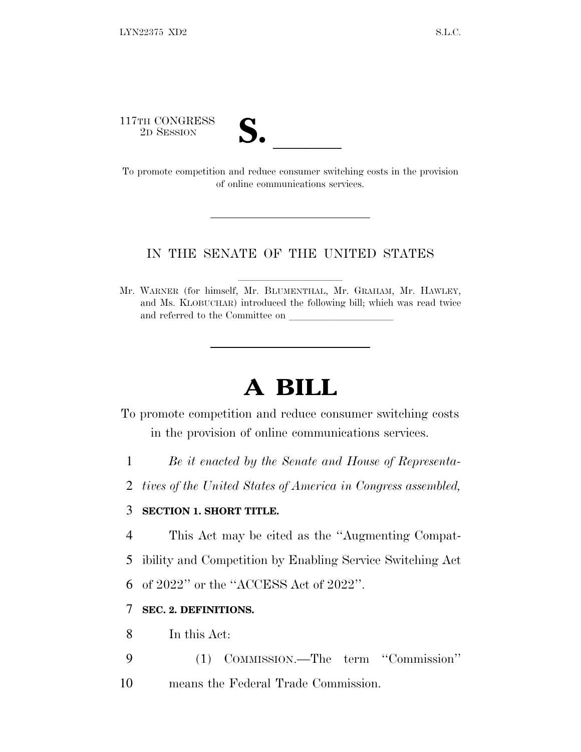117TH CONGRESS
2D SESSION

# S. \_\_\_\_\_\_

To promote competition and reduce consumer switching costs in the provision of online communications services.

---

IN THE SENATE OF THE UNITED STATES

Mr. WARNER (for himself, Mr. BLUMENTHAL, Mr. GRAHAM, Mr. HAWLEY, and Ms. KLOBUCHAR) introduced the following bill; which was read twice and referred to the Committee on \_\_\_\_\_\_\_\_\_\_\_\_\_\_\_\_\_\_\_\_

---

# A BILL

To promote competition and reduce consumer switching costs in the provision of online communications services.

1 *Be it enacted by the Senate and House of Representa-*
2 *tives of the United States of America in Congress assembled,*

3 **SECTION 1. SHORT TITLE.**

4 This Act may be cited as the ''Augmenting Compat-
5 ibility and Competition by Enabling Service Switching Act
6 of 2022'' or the ''ACCESS Act of 2022''.

7 **SEC. 2. DEFINITIONS.**

8 In this Act:

9 (1) COMMISSION.—The term ''Commission''
10 means the Federal Trade Commission.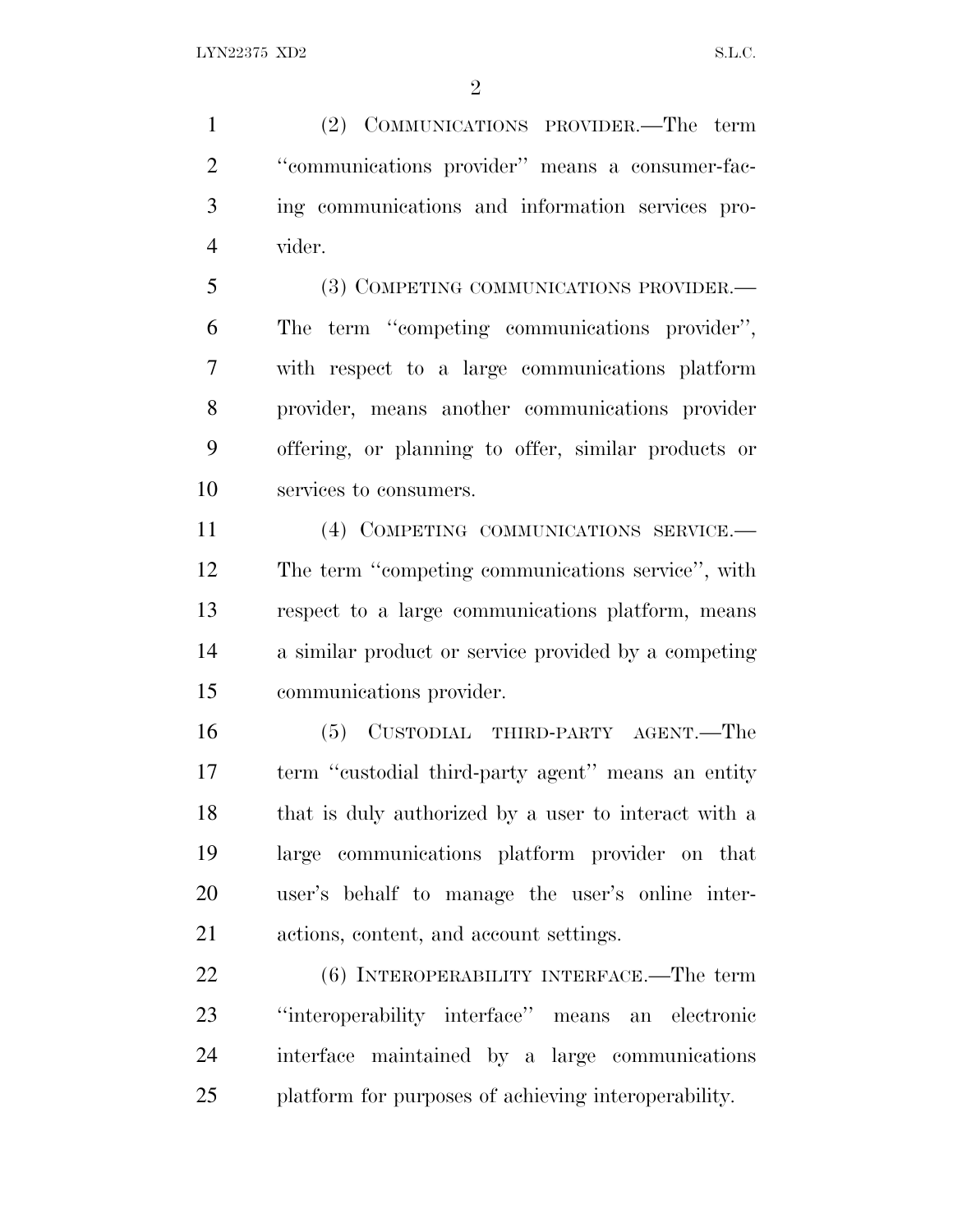(2) COMMUNICATIONS PROVIDER.—The term ''communications provider'' means a consumer-facing communications and information services provider.

(3) COMPETING COMMUNICATIONS PROVIDER.—The term ''competing communications provider'', with respect to a large communications platform provider, means another communications provider offering, or planning to offer, similar products or services to consumers.

(4) COMPETING COMMUNICATIONS SERVICE.—The term ''competing communications service'', with respect to a large communications platform, means a similar product or service provided by a competing communications provider.

(5) CUSTODIAL THIRD-PARTY AGENT.—The term ''custodial third-party agent'' means an entity that is duly authorized by a user to interact with a large communications platform provider on that user's behalf to manage the user's online interactions, content, and account settings.

(6) INTEROPERABILITY INTERFACE.—The term ''interoperability interface'' means an electronic interface maintained by a large communications platform for purposes of achieving interoperability.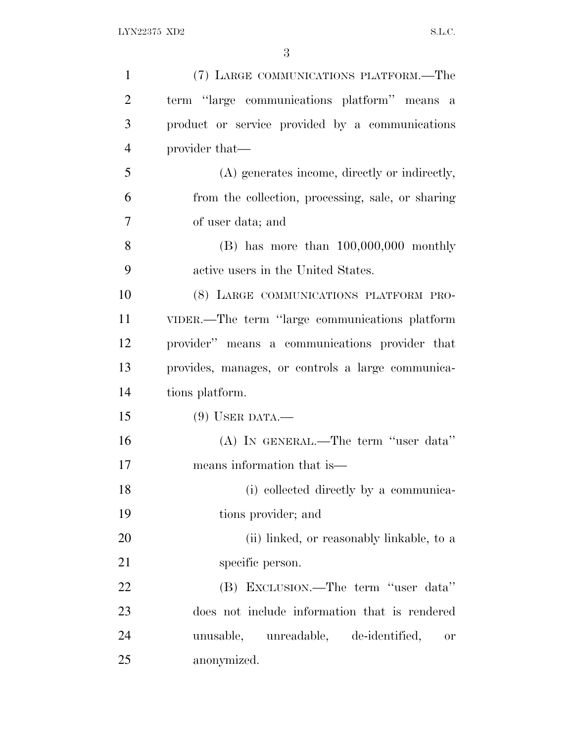(7) LARGE COMMUNICATIONS PLATFORM.—The term "large communications platform" means a product or service provided by a communications provider that—

(A) generates income, directly or indirectly, from the collection, processing, sale, or sharing of user data; and

(B) has more than 100,000,000 monthly active users in the United States.

(8) LARGE COMMUNICATIONS PLATFORM PROVIDER.—The term "large communications platform provider" means a communications provider that provides, manages, or controls a large communications platform.

(9) USER DATA.—

(A) IN GENERAL.—The term "user data" means information that is—

(i) collected directly by a communications provider; and

(ii) linked, or reasonably linkable, to a specific person.

(B) EXCLUSION.—The term "user data" does not include information that is rendered unusable, unreadable, de-identified, or anonymized.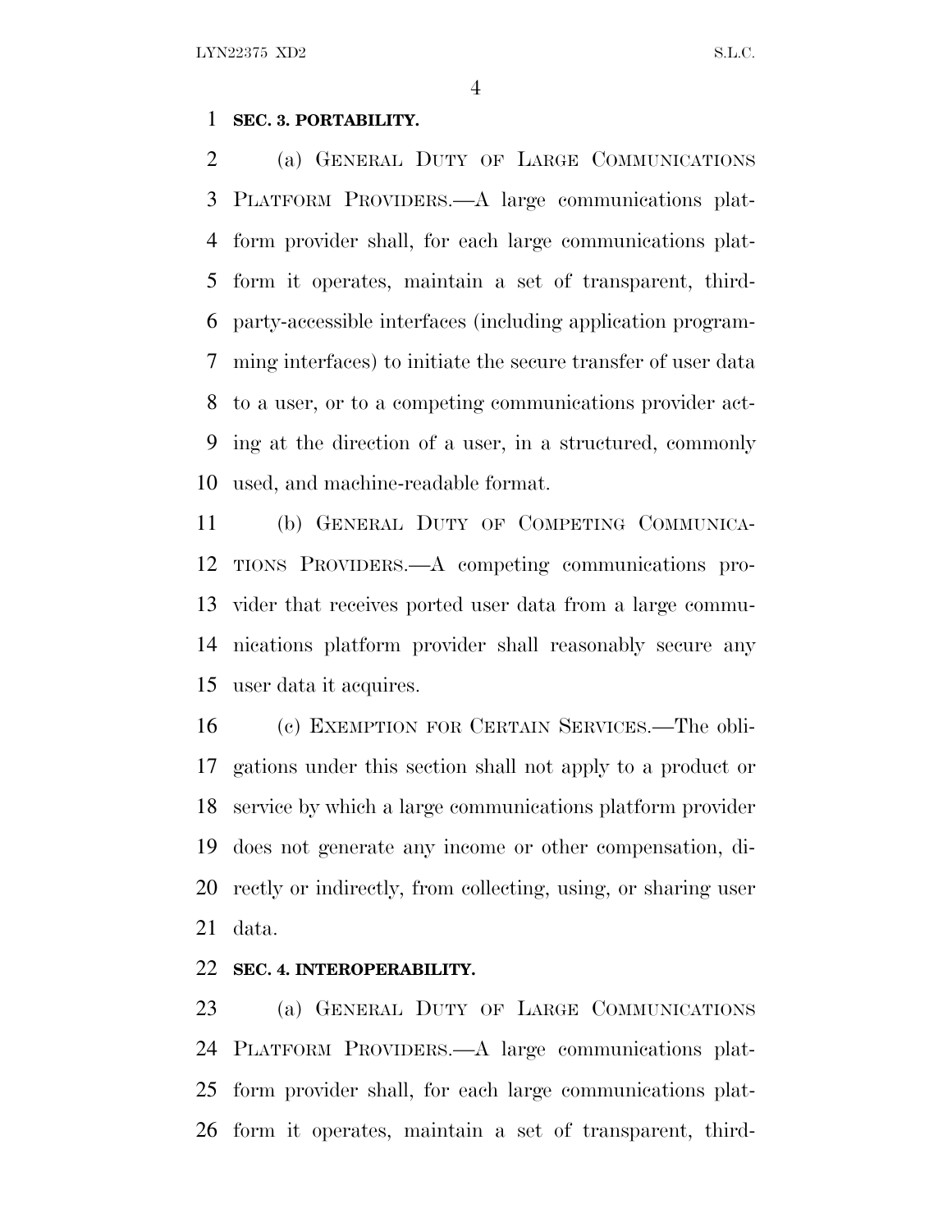**SEC. 3. PORTABILITY.**

(a) GENERAL DUTY OF LARGE COMMUNICATIONS PLATFORM PROVIDERS.—A large communications platform provider shall, for each large communications platform it operates, maintain a set of transparent, third-party-accessible interfaces (including application programming interfaces) to initiate the secure transfer of user data to a user, or to a competing communications provider acting at the direction of a user, in a structured, commonly used, and machine-readable format.

(b) GENERAL DUTY OF COMPETING COMMUNICATIONS PROVIDERS.—A competing communications provider that receives ported user data from a large communications platform provider shall reasonably secure any user data it acquires.

(c) EXEMPTION FOR CERTAIN SERVICES.—The obligations under this section shall not apply to a product or service by which a large communications platform provider does not generate any income or other compensation, directly or indirectly, from collecting, using, or sharing user data.

**SEC. 4. INTEROPERABILITY.**

(a) GENERAL DUTY OF LARGE COMMUNICATIONS PLATFORM PROVIDERS.—A large communications platform provider shall, for each large communications platform it operates, maintain a set of transparent, third-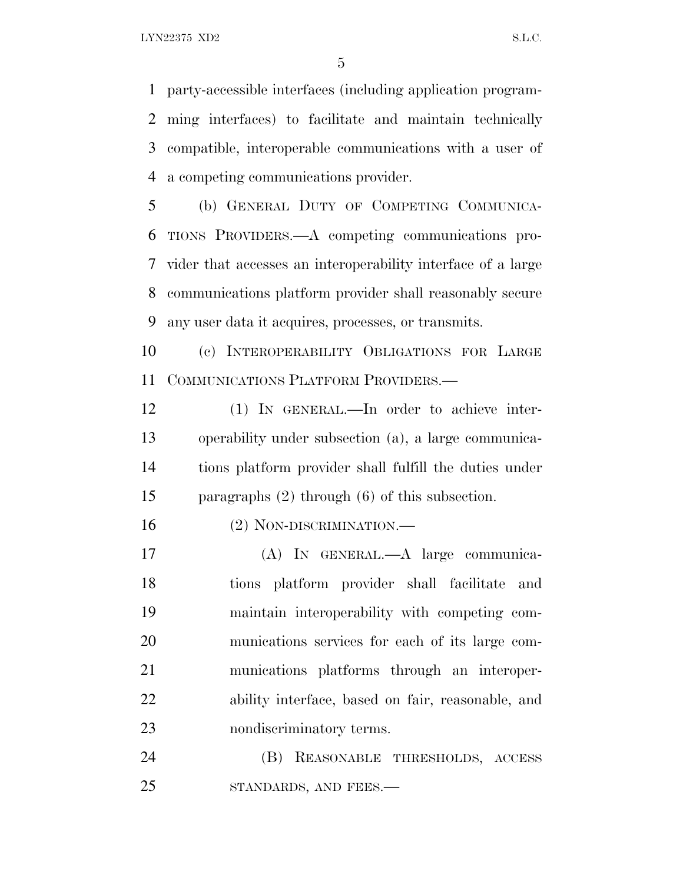party-accessible interfaces (including application programming interfaces) to facilitate and maintain technically compatible, interoperable communications with a user of a competing communications provider.

(b) GENERAL DUTY OF COMPETING COMMUNICATIONS PROVIDERS.—A competing communications provider that accesses an interoperability interface of a large communications platform provider shall reasonably secure any user data it acquires, processes, or transmits.

(c) INTEROPERABILITY OBLIGATIONS FOR LARGE COMMUNICATIONS PLATFORM PROVIDERS.—

(1) IN GENERAL.—In order to achieve interoperability under subsection (a), a large communications platform provider shall fulfill the duties under paragraphs (2) through (6) of this subsection.

(2) NON-DISCRIMINATION.—

(A) IN GENERAL.—A large communications platform provider shall facilitate and maintain interoperability with competing communications services for each of its large communications platforms through an interoperability interface, based on fair, reasonable, and nondiscriminatory terms.

(B) REASONABLE THRESHOLDS, ACCESS STANDARDS, AND FEES.—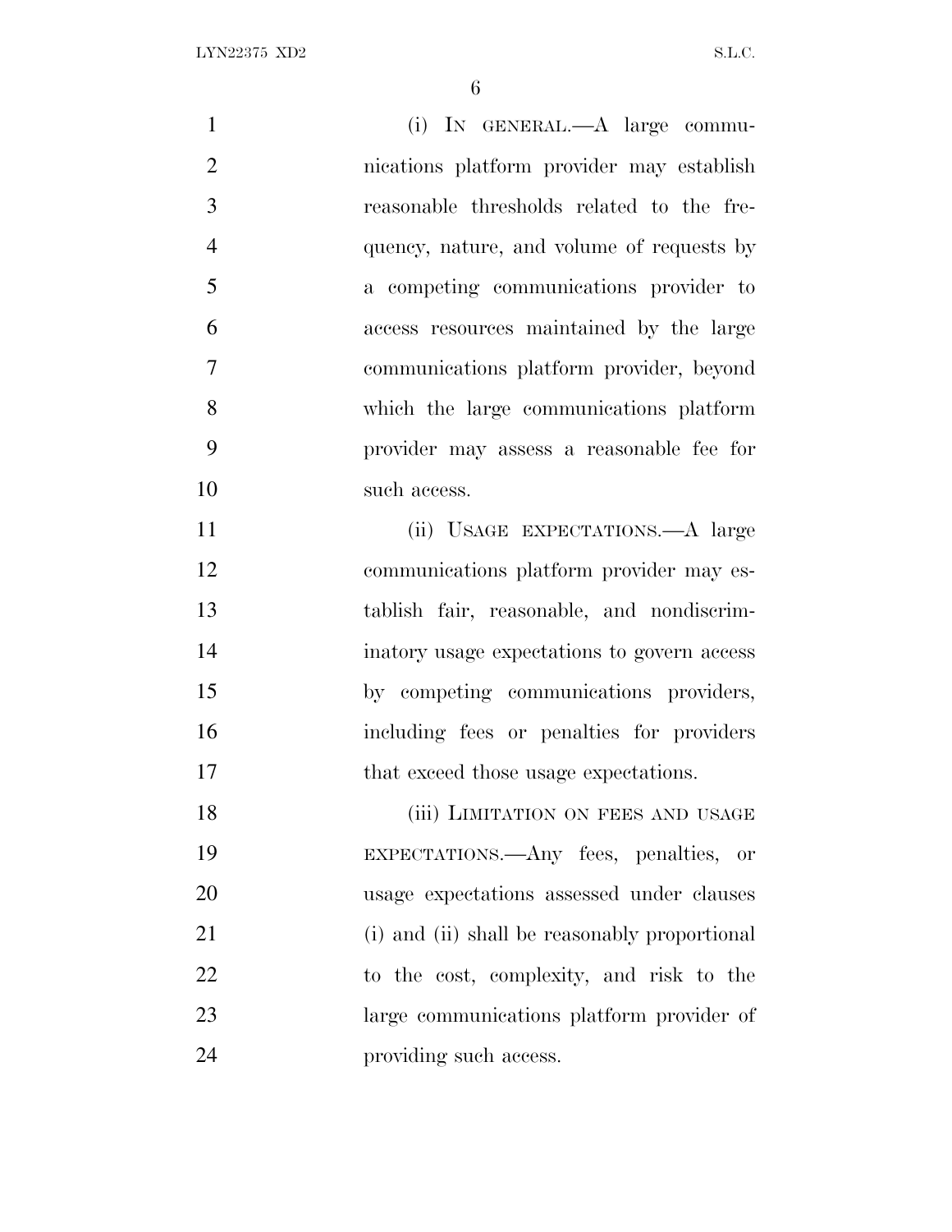(i) IN GENERAL.—A large communications platform provider may establish reasonable thresholds related to the frequency, nature, and volume of requests by a competing communications provider to access resources maintained by the large communications platform provider, beyond which the large communications platform provider may assess a reasonable fee for such access.

(ii) USAGE EXPECTATIONS.—A large communications platform provider may establish fair, reasonable, and nondiscriminatory usage expectations to govern access by competing communications providers, including fees or penalties for providers that exceed those usage expectations.

(iii) LIMITATION ON FEES AND USAGE EXPECTATIONS.—Any fees, penalties, or usage expectations assessed under clauses (i) and (ii) shall be reasonably proportional to the cost, complexity, and risk to the large communications platform provider of providing such access.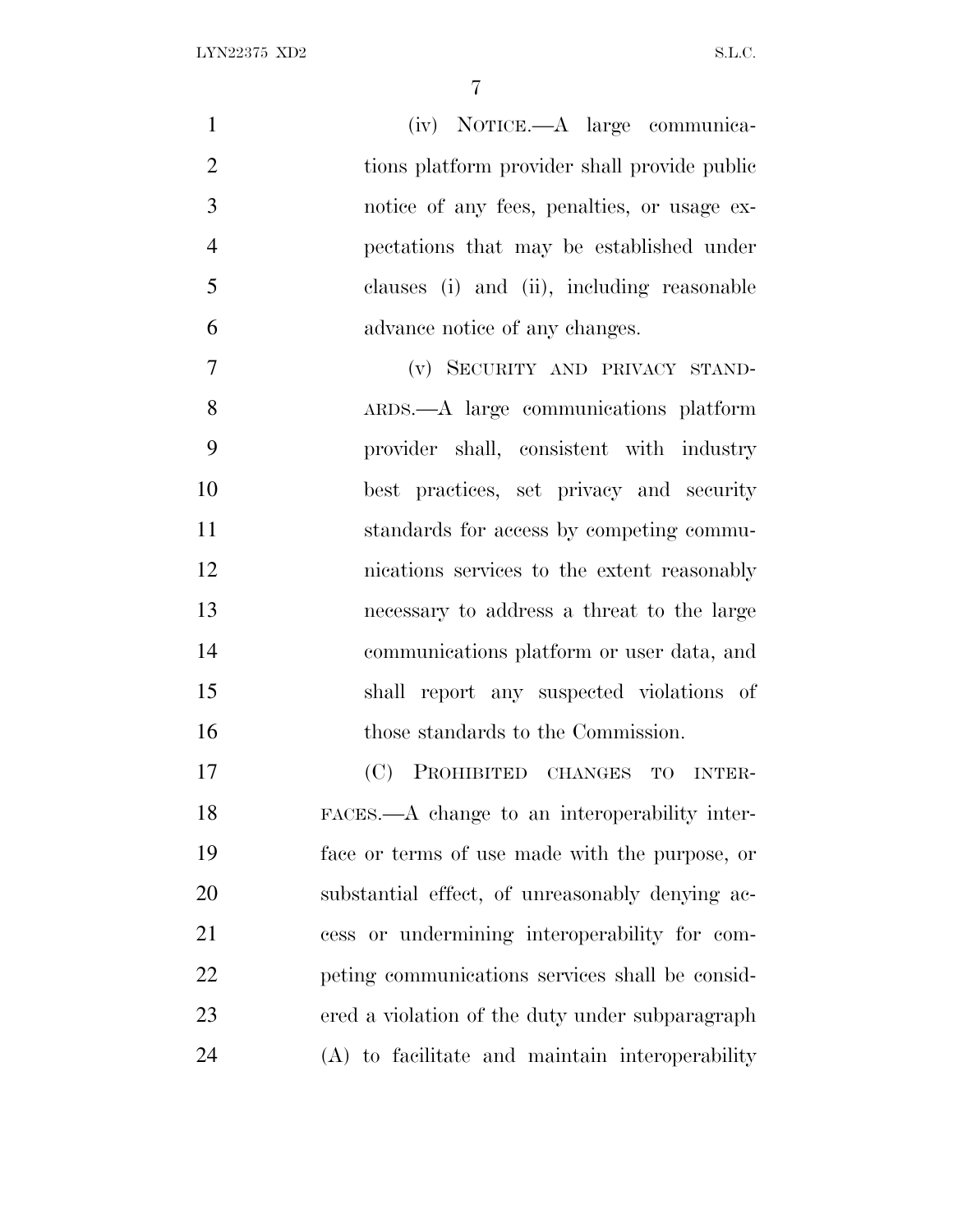(iv) NOTICE.—A large communications platform provider shall provide public notice of any fees, penalties, or usage expectations that may be established under clauses (i) and (ii), including reasonable advance notice of any changes.

(v) SECURITY AND PRIVACY STANDARDS.—A large communications platform provider shall, consistent with industry best practices, set privacy and security standards for access by competing communications services to the extent reasonably necessary to address a threat to the large communications platform or user data, and shall report any suspected violations of those standards to the Commission.

(C) PROHIBITED CHANGES TO INTERFACES.—A change to an interoperability interface or terms of use made with the purpose, or substantial effect, of unreasonably denying access or undermining interoperability for competing communications services shall be considered a violation of the duty under subparagraph (A) to facilitate and maintain interoperability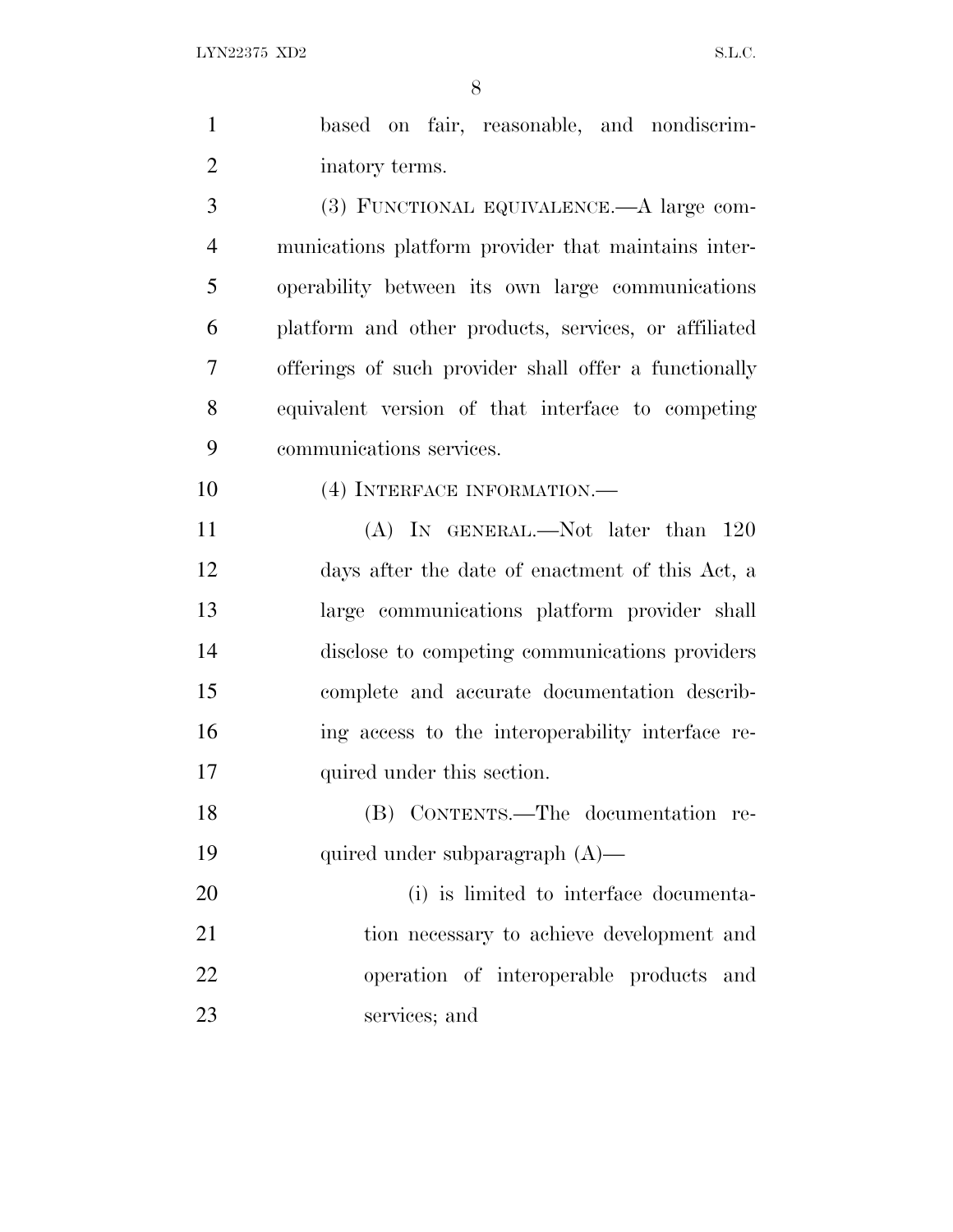based on fair, reasonable, and nondiscriminatory terms.

(3) FUNCTIONAL EQUIVALENCE.—A large communications platform provider that maintains interoperability between its own large communications platform and other products, services, or affiliated offerings of such provider shall offer a functionally equivalent version of that interface to competing communications services.

(4) INTERFACE INFORMATION.—

(A) IN GENERAL.—Not later than 120 days after the date of enactment of this Act, a large communications platform provider shall disclose to competing communications providers complete and accurate documentation describing access to the interoperability interface required under this section.

(B) CONTENTS.—The documentation required under subparagraph (A)—

(i) is limited to interface documentation necessary to achieve development and operation of interoperable products and services; and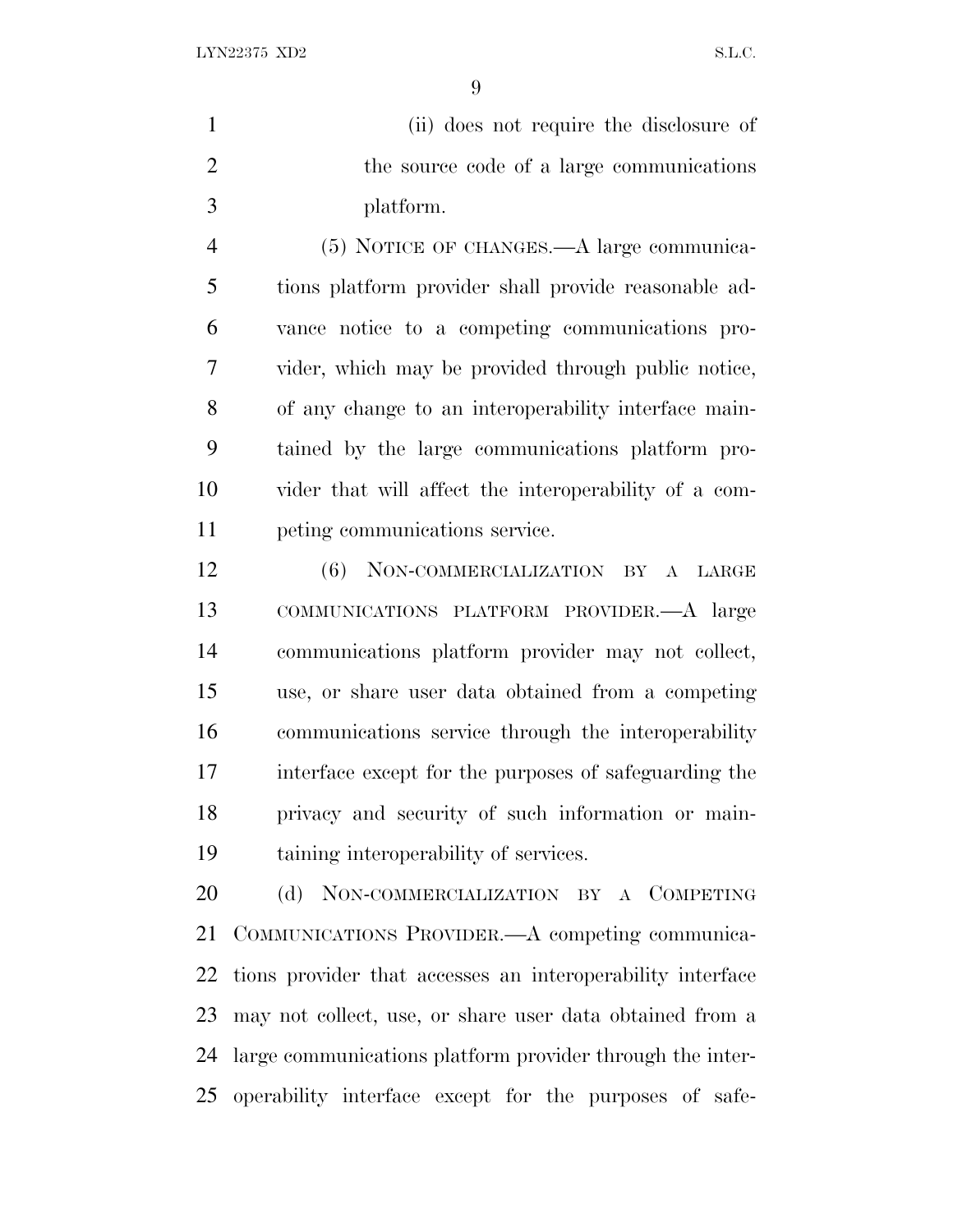(ii) does not require the disclosure of the source code of a large communications platform.

(5) NOTICE OF CHANGES.—A large communications platform provider shall provide reasonable advance notice to a competing communications provider, which may be provided through public notice, of any change to an interoperability interface maintained by the large communications platform provider that will affect the interoperability of a competing communications service.

(6) NON-COMMERCIALIZATION BY A LARGE COMMUNICATIONS PLATFORM PROVIDER.—A large communications platform provider may not collect, use, or share user data obtained from a competing communications service through the interoperability interface except for the purposes of safeguarding the privacy and security of such information or maintaining interoperability of services.

(d) NON-COMMERCIALIZATION BY A COMPETING COMMUNICATIONS PROVIDER.—A competing communications provider that accesses an interoperability interface may not collect, use, or share user data obtained from a large communications platform provider through the interoperability interface except for the purposes of safe-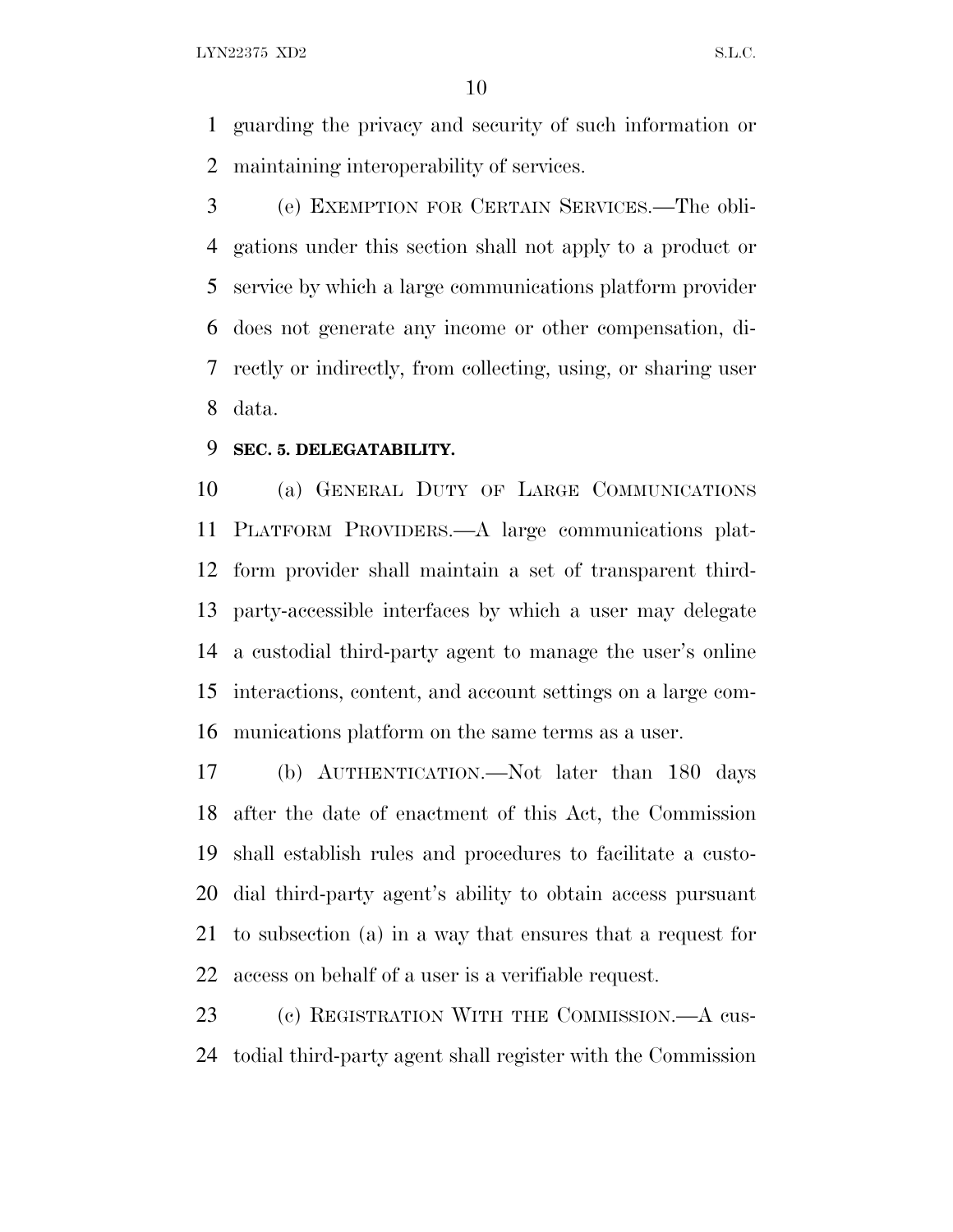guarding the privacy and security of such information or maintaining interoperability of services.

(e) EXEMPTION FOR CERTAIN SERVICES.—The obligations under this section shall not apply to a product or service by which a large communications platform provider does not generate any income or other compensation, directly or indirectly, from collecting, using, or sharing user data.

**SEC. 5. DELEGATABILITY.**

(a) GENERAL DUTY OF LARGE COMMUNICATIONS PLATFORM PROVIDERS.—A large communications platform provider shall maintain a set of transparent third-party-accessible interfaces by which a user may delegate a custodial third-party agent to manage the user's online interactions, content, and account settings on a large communications platform on the same terms as a user.

(b) AUTHENTICATION.—Not later than 180 days after the date of enactment of this Act, the Commission shall establish rules and procedures to facilitate a custodial third-party agent's ability to obtain access pursuant to subsection (a) in a way that ensures that a request for access on behalf of a user is a verifiable request.

(c) REGISTRATION WITH THE COMMISSION.—A custodial third-party agent shall register with the Commission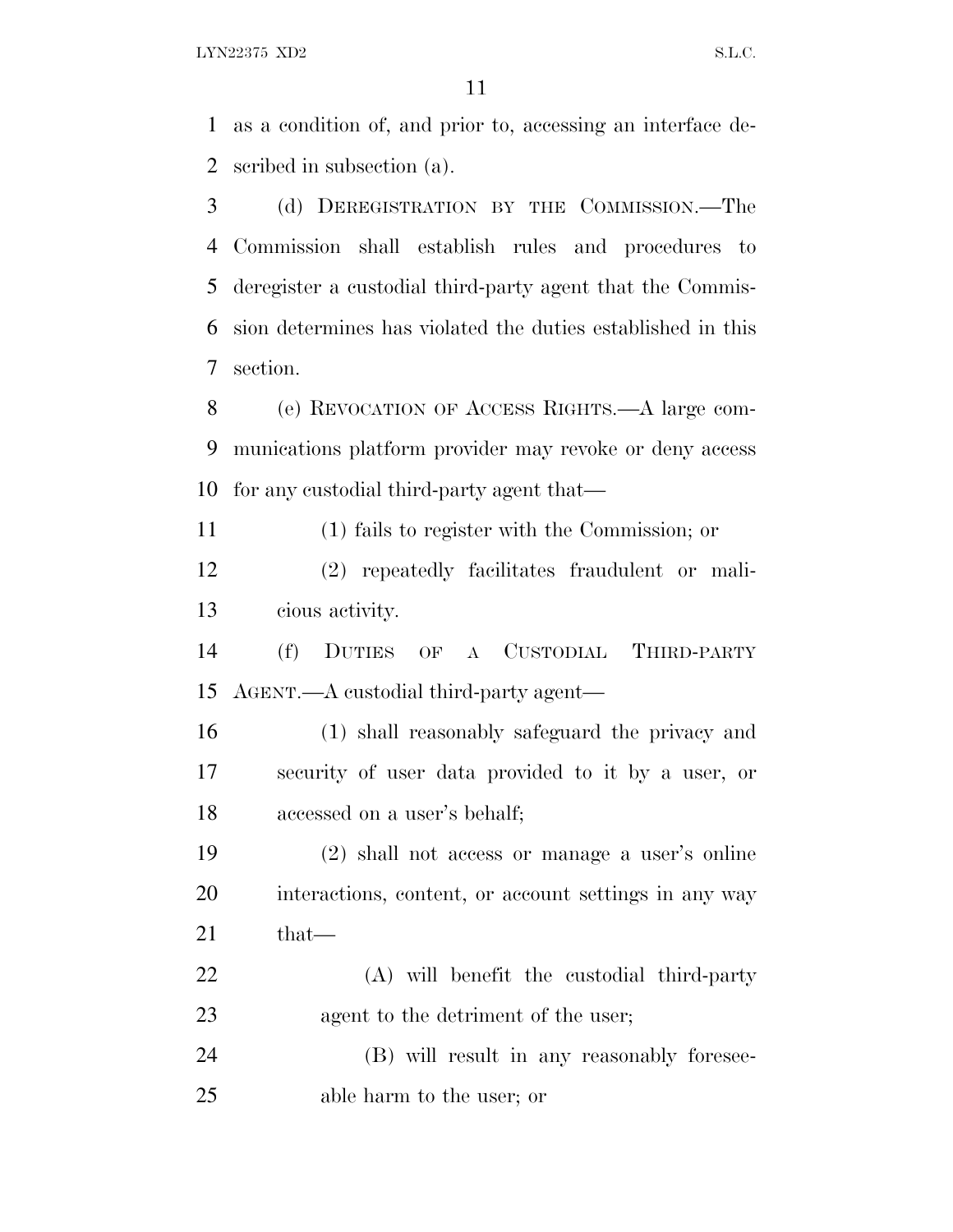as a condition of, and prior to, accessing an interface described in subsection (a).

(d) DEREGISTRATION BY THE COMMISSION.—The Commission shall establish rules and procedures to deregister a custodial third-party agent that the Commission determines has violated the duties established in this section.

(e) REVOCATION OF ACCESS RIGHTS.—A large communications platform provider may revoke or deny access for any custodial third-party agent that—

(1) fails to register with the Commission; or

(2) repeatedly facilitates fraudulent or malicious activity.

(f) DUTIES OF A CUSTODIAL THIRD-PARTY AGENT.—A custodial third-party agent—

(1) shall reasonably safeguard the privacy and security of user data provided to it by a user, or accessed on a user's behalf;

(2) shall not access or manage a user's online interactions, content, or account settings in any way that—

(A) will benefit the custodial third-party agent to the detriment of the user;

(B) will result in any reasonably foreseeable harm to the user; or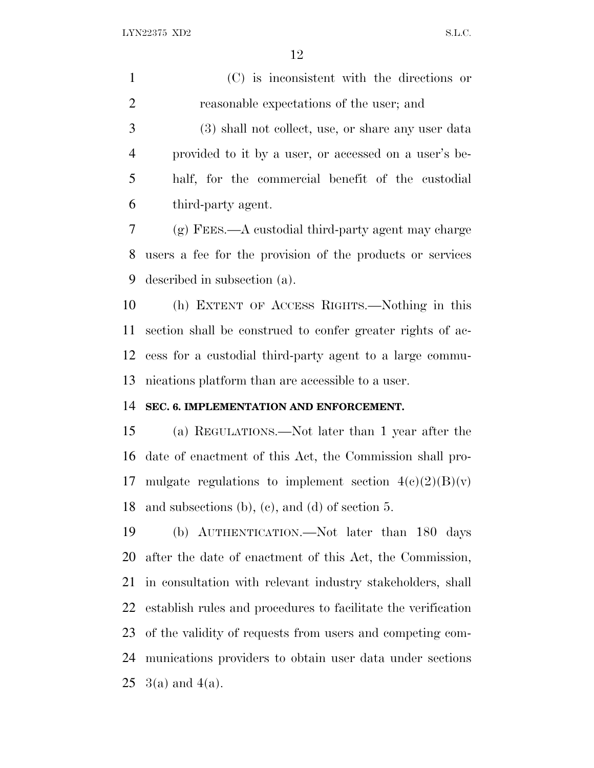(C) is inconsistent with the directions or reasonable expectations of the user; and

(3) shall not collect, use, or share any user data provided to it by a user, or accessed on a user's behalf, for the commercial benefit of the custodial third-party agent.

(g) FEES.—A custodial third-party agent may charge users a fee for the provision of the products or services described in subsection (a).

(h) EXTENT OF ACCESS RIGHTS.—Nothing in this section shall be construed to confer greater rights of access for a custodial third-party agent to a large communications platform than are accessible to a user.

**SEC. 6. IMPLEMENTATION AND ENFORCEMENT.**

(a) REGULATIONS.—Not later than 1 year after the date of enactment of this Act, the Commission shall promulgate regulations to implement section 4(c)(2)(B)(v) and subsections (b), (c), and (d) of section 5.

(b) AUTHENTICATION.—Not later than 180 days after the date of enactment of this Act, the Commission, in consultation with relevant industry stakeholders, shall establish rules and procedures to facilitate the verification of the validity of requests from users and competing communications providers to obtain user data under sections 3(a) and 4(a).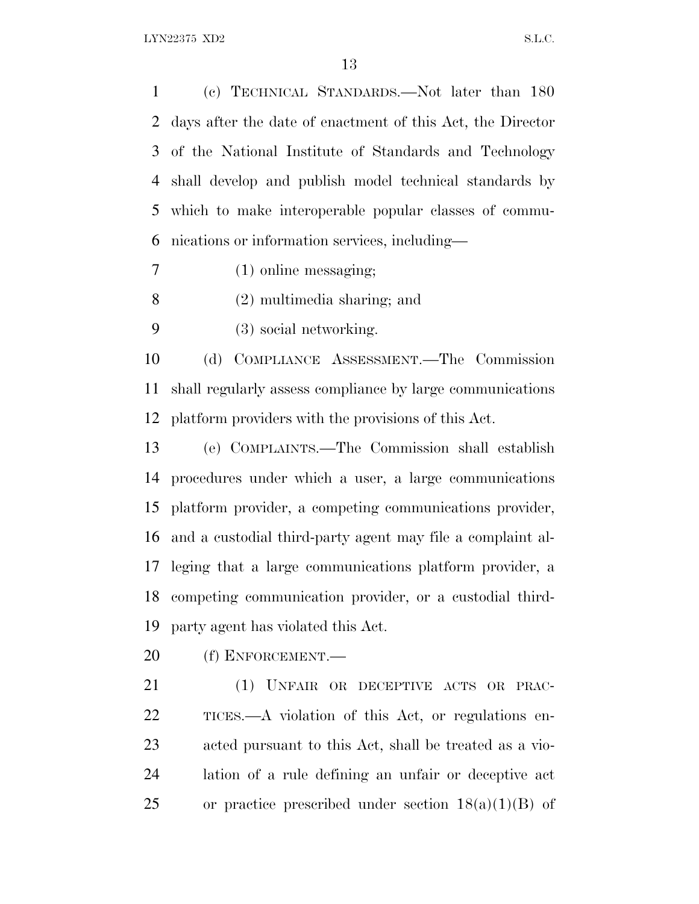(c) TECHNICAL STANDARDS.—Not later than 180 days after the date of enactment of this Act, the Director of the National Institute of Standards and Technology shall develop and publish model technical standards by which to make interoperable popular classes of communications or information services, including—

(1) online messaging;

(2) multimedia sharing; and

(3) social networking.

(d) COMPLIANCE ASSESSMENT.—The Commission shall regularly assess compliance by large communications platform providers with the provisions of this Act.

(e) COMPLAINTS.—The Commission shall establish procedures under which a user, a large communications platform provider, a competing communications provider, and a custodial third-party agent may file a complaint alleging that a large communications platform provider, a competing communication provider, or a custodial third-party agent has violated this Act.

(f) ENFORCEMENT.—

(1) UNFAIR OR DECEPTIVE ACTS OR PRACTICES.—A violation of this Act, or regulations enacted pursuant to this Act, shall be treated as a violation of a rule defining an unfair or deceptive act or practice prescribed under section 18(a)(1)(B) of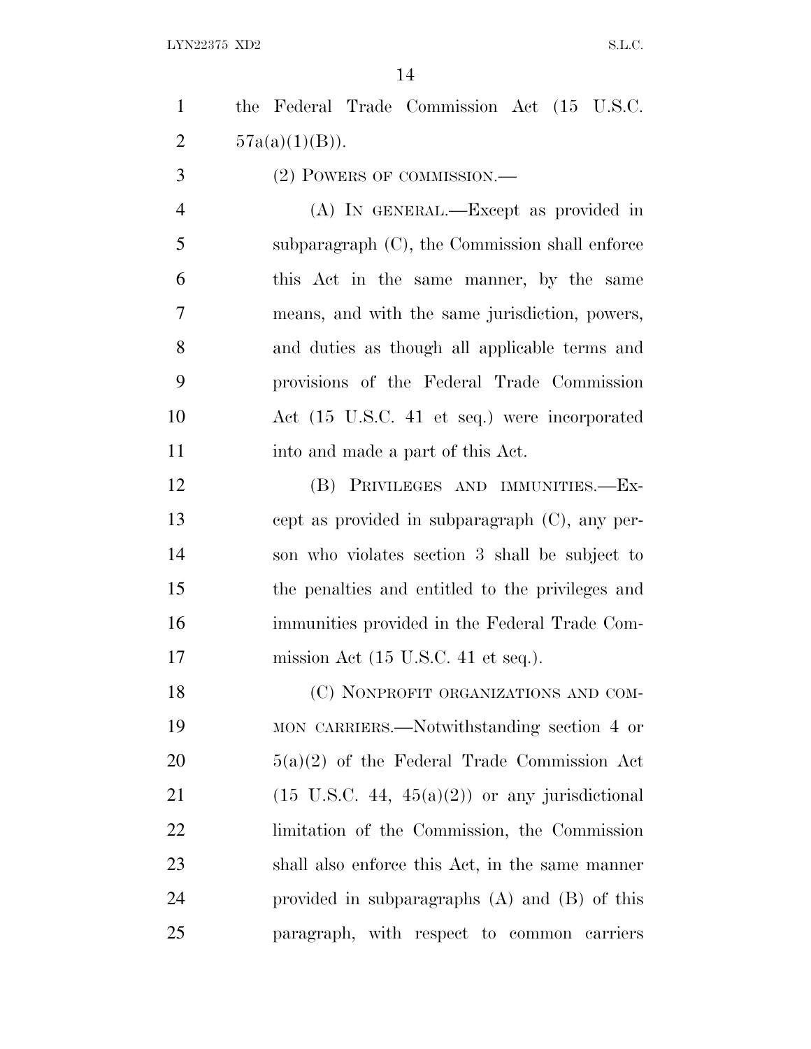the Federal Trade Commission Act (15 U.S.C. 57a(a)(1)(B)).

(2) POWERS OF COMMISSION.—

(A) IN GENERAL.—Except as provided in subparagraph (C), the Commission shall enforce this Act in the same manner, by the same means, and with the same jurisdiction, powers, and duties as though all applicable terms and provisions of the Federal Trade Commission Act (15 U.S.C. 41 et seq.) were incorporated into and made a part of this Act.

(B) PRIVILEGES AND IMMUNITIES.—Except as provided in subparagraph (C), any person who violates section 3 shall be subject to the penalties and entitled to the privileges and immunities provided in the Federal Trade Commission Act (15 U.S.C. 41 et seq.).

(C) NONPROFIT ORGANIZATIONS AND COMMON CARRIERS.—Notwithstanding section 4 or 5(a)(2) of the Federal Trade Commission Act (15 U.S.C. 44, 45(a)(2)) or any jurisdictional limitation of the Commission, the Commission shall also enforce this Act, in the same manner provided in subparagraphs (A) and (B) of this paragraph, with respect to common carriers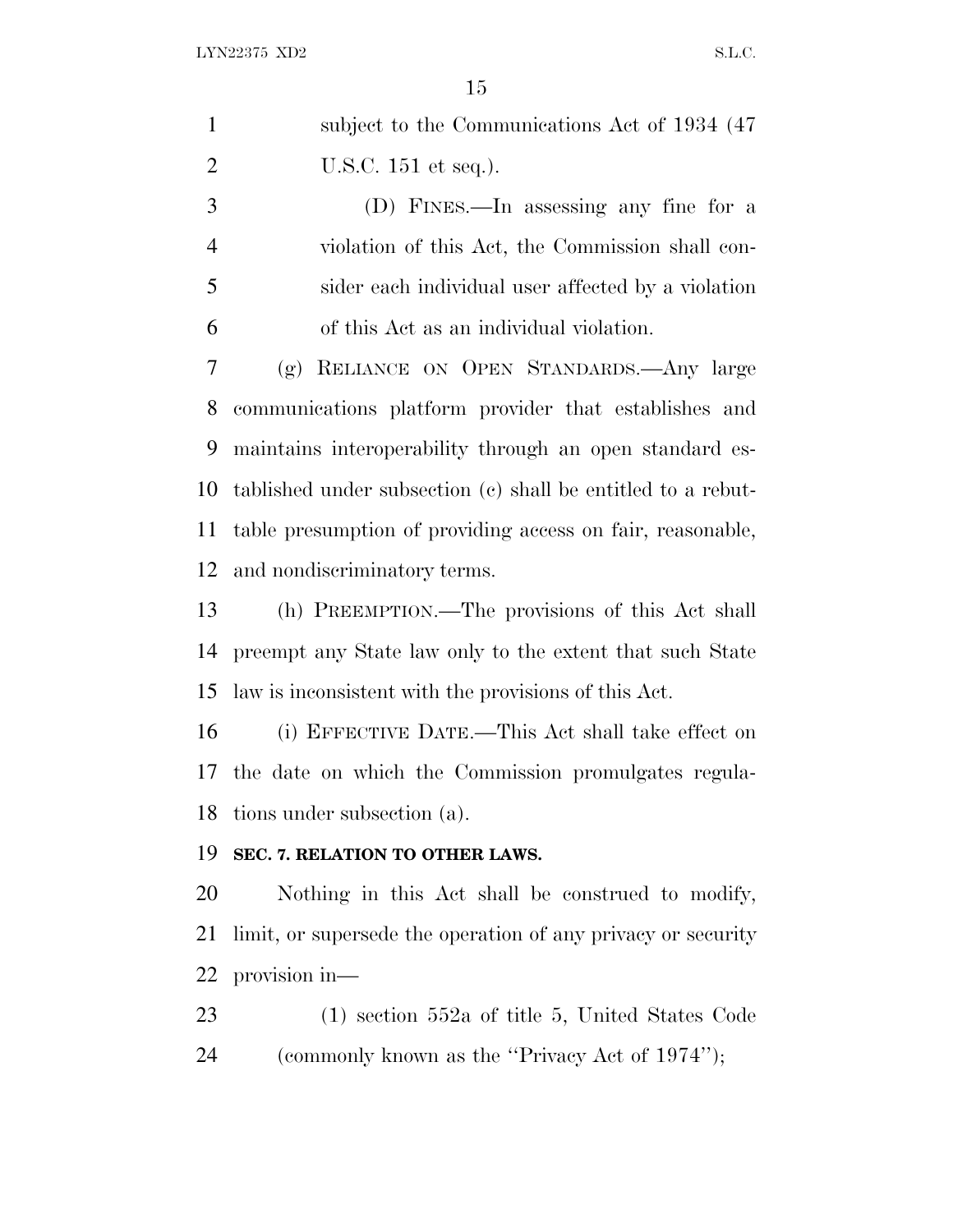subject to the Communications Act of 1934 (47 U.S.C. 151 et seq.).

(D) FINES.—In assessing any fine for a violation of this Act, the Commission shall consider each individual user affected by a violation of this Act as an individual violation.

(g) RELIANCE ON OPEN STANDARDS.—Any large communications platform provider that establishes and maintains interoperability through an open standard established under subsection (c) shall be entitled to a rebuttable presumption of providing access on fair, reasonable, and nondiscriminatory terms.

(h) PREEMPTION.—The provisions of this Act shall preempt any State law only to the extent that such State law is inconsistent with the provisions of this Act.

(i) EFFECTIVE DATE.—This Act shall take effect on the date on which the Commission promulgates regulations under subsection (a).

**SEC. 7. RELATION TO OTHER LAWS.**

Nothing in this Act shall be construed to modify, limit, or supersede the operation of any privacy or security provision in—

(1) section 552a of title 5, United States Code (commonly known as the ''Privacy Act of 1974'');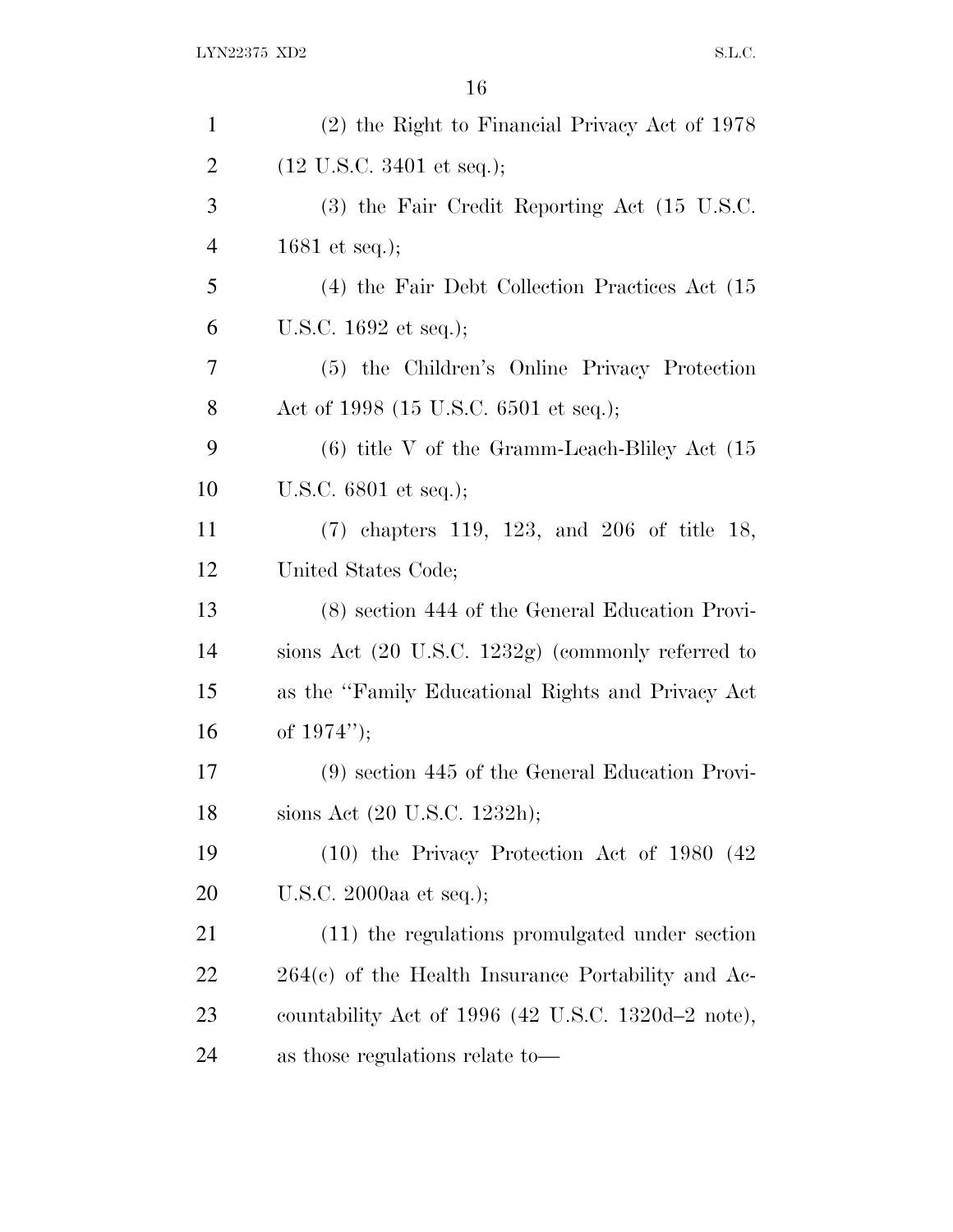(2) the Right to Financial Privacy Act of 1978 (12 U.S.C. 3401 et seq.);

(3) the Fair Credit Reporting Act (15 U.S.C. 1681 et seq.);

(4) the Fair Debt Collection Practices Act (15 U.S.C. 1692 et seq.);

(5) the Children's Online Privacy Protection Act of 1998 (15 U.S.C. 6501 et seq.);

(6) title V of the Gramm-Leach-Bliley Act (15 U.S.C. 6801 et seq.);

(7) chapters 119, 123, and 206 of title 18, United States Code;

(8) section 444 of the General Education Provisions Act (20 U.S.C. 1232g) (commonly referred to as the ''Family Educational Rights and Privacy Act of 1974'');

(9) section 445 of the General Education Provisions Act (20 U.S.C. 1232h);

(10) the Privacy Protection Act of 1980 (42 U.S.C. 2000aa et seq.);

(11) the regulations promulgated under section 264(c) of the Health Insurance Portability and Accountability Act of 1996 (42 U.S.C. 1320d–2 note), as those regulations relate to—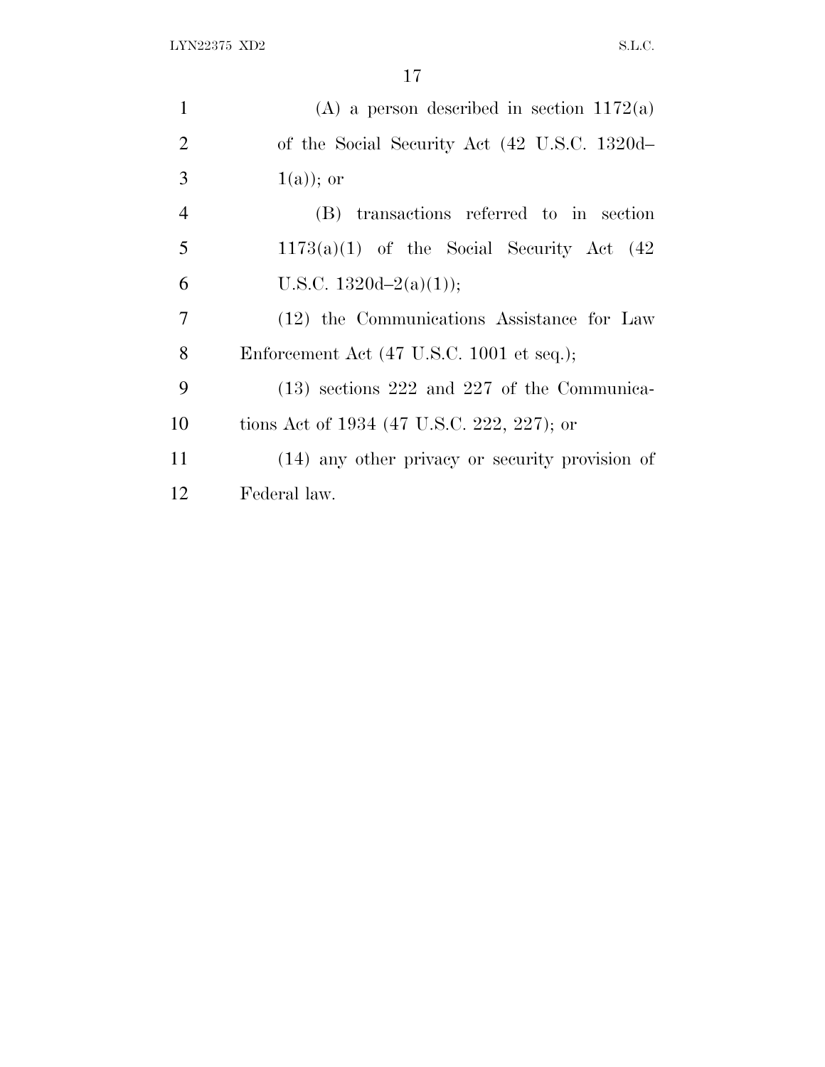(A) a person described in section 1172(a) of the Social Security Act (42 U.S.C. 1320d–1(a)); or

(B) transactions referred to in section 1173(a)(1) of the Social Security Act (42 U.S.C. 1320d–2(a)(1));

(12) the Communications Assistance for Law Enforcement Act (47 U.S.C. 1001 et seq.);

(13) sections 222 and 227 of the Communications Act of 1934 (47 U.S.C. 222, 227); or

(14) any other privacy or security provision of Federal law.